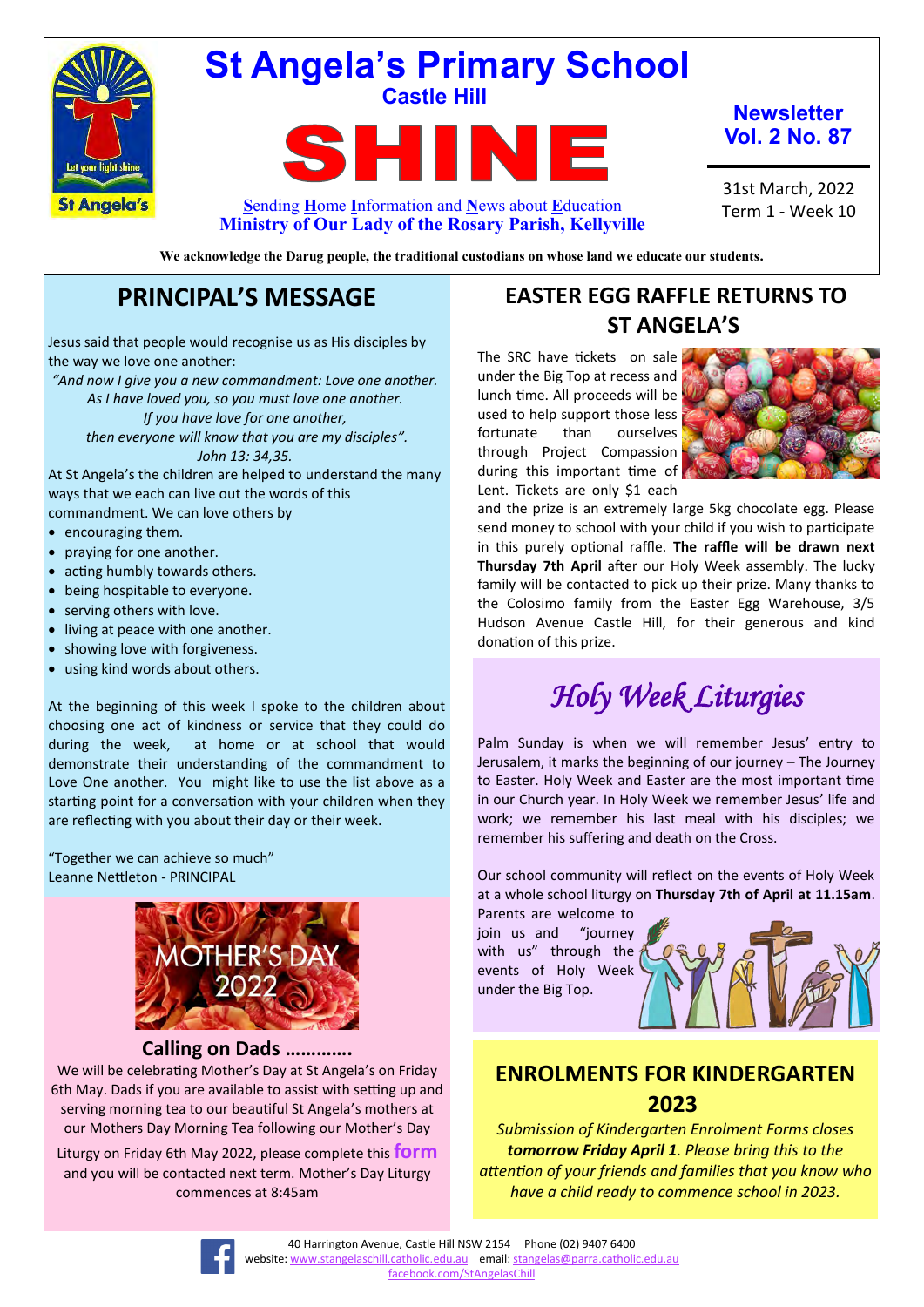# St Angela's Primary School

**Castle Hill**

# SHINE

**S**ending **H**ome **I**nformation and **N**ews about **E**ducation

**Ministry of Our Lady of the Rosary Parish, Kellyville**

**Newsletter Vol. 2 No. 87**

31st March, 2022
Term 1 - Week 10

**We acknowledge the Darug people, the traditional custodians on whose land we educate our students.**

## PRINCIPAL'S MESSAGE

Jesus said that people would recognise us as His disciples by the way we love one another:

*"And now I give you a new commandment: Love one another.*
*As I have loved you, so you must love one another.*
*If you have love for one another,*
*then everyone will know that you are my disciples".*
*John 13: 34,35.*

At St Angela's the children are helped to understand the many ways that we each can live out the words of this commandment. We can love others by

- encouraging them.
- praying for one another.
- acting humbly towards others.
- being hospitable to everyone.
- serving others with love.
- living at peace with one another.
- showing love with forgiveness.
- using kind words about others.

At the beginning of this week I spoke to the children about choosing one act of kindness or service that they could do during the week, at home or at school that would demonstrate their understanding of the commandment to Love One another. You might like to use the list above as a starting point for a conversation with your children when they are reflecting with you about their day or their week.

"Together we can achieve so much"
Leanne Nettleton - PRINCIPAL

MOTHER'S DAY 2022

### Calling on Dads ............

We will be celebrating Mother's Day at St Angela's on Friday 6th May. Dads if you are available to assist with setting up and serving morning tea to our beautiful St Angela's mothers at our Mothers Day Morning Tea following our Mother's Day Liturgy on Friday 6th May 2022, please complete this **form** and you will be contacted next term. Mother's Day Liturgy commences at 8:45am

## EASTER EGG RAFFLE RETURNS TO ST ANGELA'S

The SRC have tickets on sale under the Big Top at recess and lunch time. All proceeds will be used to help support those less fortunate than ourselves through Project Compassion during this important time of Lent. Tickets are only $1 each and the prize is an extremely large 5kg chocolate egg. Please send money to school with your child if you wish to participate in this purely optional raffle. **The raffle will be drawn next Thursday 7th April** after our Holy Week assembly. The lucky family will be contacted to pick up their prize. Many thanks to the Colosimo family from the Easter Egg Warehouse, 3/5 Hudson Avenue Castle Hill, for their generous and kind donation of this prize.

## *Holy Week Liturgies*

Palm Sunday is when we will remember Jesus' entry to Jerusalem, it marks the beginning of our journey – The Journey to Easter. Holy Week and Easter are the most important time in our Church year. In Holy Week we remember Jesus' life and work; we remember his last meal with his disciples; we remember his suffering and death on the Cross.

Our school community will reflect on the events of Holy Week at a whole school liturgy on **Thursday 7th of April at 11.15am**. Parents are welcome to join us and "journey with us" through the events of Holy Week under the Big Top.

## ENROLMENTS FOR KINDERGARTEN 2023

*Submission of Kindergarten Enrolment Forms closes **tomorrow Friday April 1**. Please bring this to the attention of your friends and families that you know who have a child ready to commence school in 2023.*

40 Harrington Avenue, Castle Hill NSW 2154 Phone (02) 9407 6400
website: www.stangelaschill.catholic.edu.au email: stangelas@parra.catholic.edu.au
facebook.com/StAngelasChill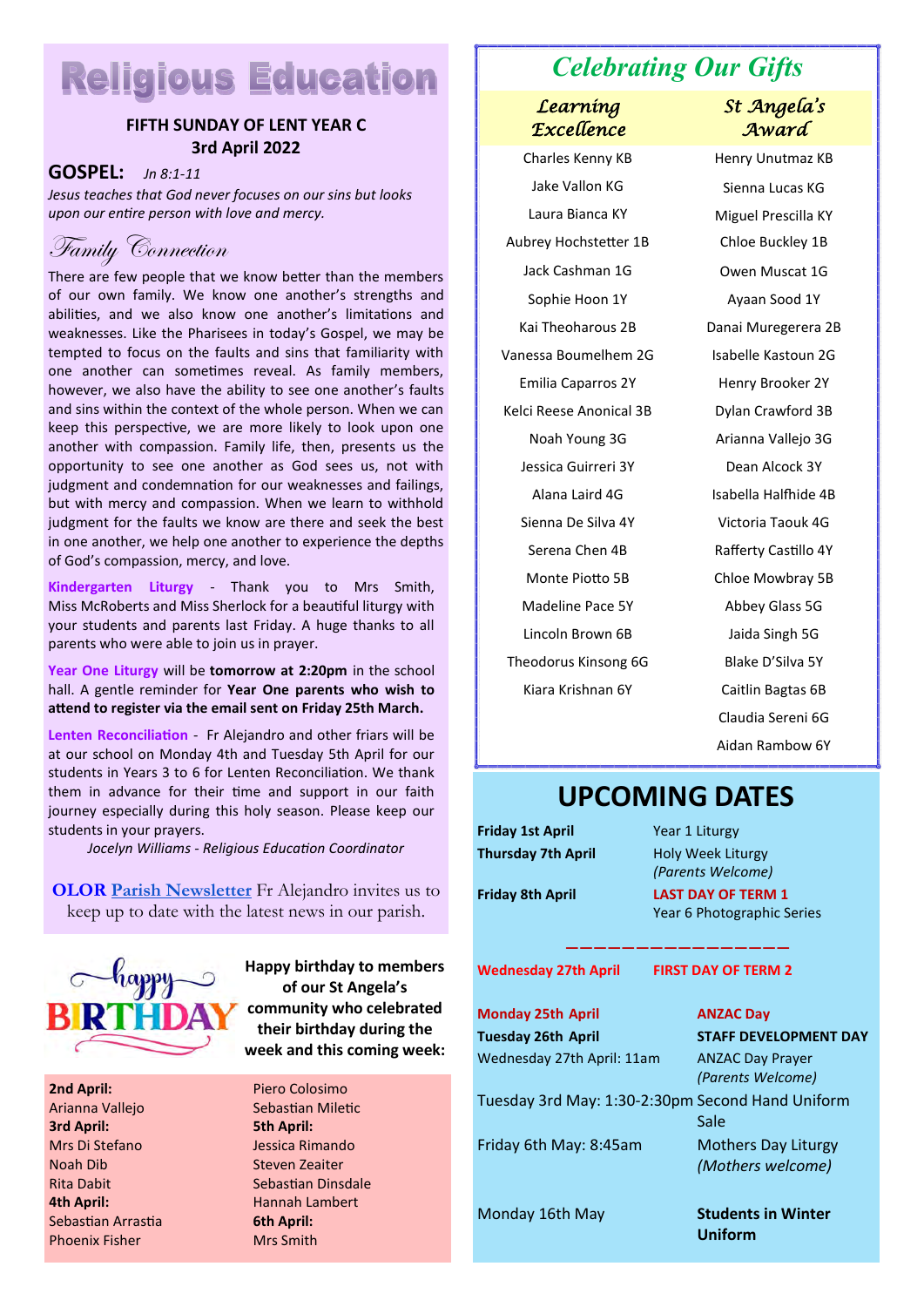# Religious Education

**FIFTH SUNDAY OF LENT YEAR C**
**3rd April 2022**

**GOSPEL:** *Jn 8:1-11*

*Jesus teaches that God never focuses on our sins but looks upon our entire person with love and mercy.*

## Family Connection

There are few people that we know better than the members of our own family. We know one another's strengths and abilities, and we also know one another's limitations and weaknesses. Like the Pharisees in today's Gospel, we may be tempted to focus on the faults and sins that familiarity with one another can sometimes reveal. As family members, however, we also have the ability to see one another's faults and sins within the context of the whole person. When we can keep this perspective, we are more likely to look upon one another with compassion. Family life, then, presents us the opportunity to see one another as God sees us, not with judgment and condemnation for our weaknesses and failings, but with mercy and compassion. When we learn to withhold judgment for the faults we know are there and seek the best in one another, we help one another to experience the depths of God's compassion, mercy, and love.

**Kindergarten Liturgy** - Thank you to Mrs Smith, Miss McRoberts and Miss Sherlock for a beautiful liturgy with your students and parents last Friday. A huge thanks to all parents who were able to join us in prayer.

**Year One Liturgy** will be **tomorrow at 2:20pm** in the school hall. A gentle reminder for **Year One parents who wish to attend to register via the email sent on Friday 25th March.**

**Lenten Reconciliation** - Fr Alejandro and other friars will be at our school on Monday 4th and Tuesday 5th April for our students in Years 3 to 6 for Lenten Reconciliation. We thank them in advance for their time and support in our faith journey especially during this holy season. Please keep our students in your prayers.

*Jocelyn Williams - Religious Education Coordinator*

**OLOR** Parish Newsletter Fr Alejandro invites us to keep up to date with the latest news in our parish.

**Happy birthday to members of our St Angela's community who celebrated their birthday during the week and this coming week:**

**2nd April:**
Arianna Vallejo

**3rd April:**
Mrs Di Stefano
Noah Dib
Rita Dabit

**4th April:**
Sebastian Arrastia
Phoenix Fisher
Piero Colosimo
Sebastian Miletic

**5th April:**
Jessica Rimando
Steven Zeaiter
Sebastian Dinsdale
Hannah Lambert

**6th April:**
Mrs Smith

## Celebrating Our Gifts

| Learning Excellence | St Angela's Award |
|---|---|
| Charles Kenny KB | Henry Unutmaz KB |
| Jake Vallon KG | Sienna Lucas KG |
| Laura Bianca KY | Miguel Prescilla KY |
| Aubrey Hochstetter 1B | Chloe Buckley 1B |
| Jack Cashman 1G | Owen Muscat 1G |
| Sophie Hoon 1Y | Ayaan Sood 1Y |
| Kai Theoharous 2B | Danai Muregerera 2B |
| Vanessa Boumelhem 2G | Isabelle Kastoun 2G |
| Emilia Caparros 2Y | Henry Brooker 2Y |
| Kelci Reese Anonical 3B | Dylan Crawford 3B |
| Noah Young 3G | Arianna Vallejo 3G |
| Jessica Guirreri 3Y | Dean Alcock 3Y |
| Alana Laird 4G | Isabella Halfhide 4B |
| Sienna De Silva 4Y | Victoria Taouk 4G |
| Serena Chen 4B | Rafferty Castillo 4Y |
| Monte Piotto 5B | Chloe Mowbray 5B |
| Madeline Pace 5Y | Abbey Glass 5G |
| Lincoln Brown 6B | Jaida Singh 5G |
| Theodorus Kinsong 6G | Blake D'Silva 5Y |
| Kiara Krishnan 6Y | Caitlin Bagtas 6B |
| | Claudia Sereni 6G |
| | Aidan Rambow 6Y |

## UPCOMING DATES

| | |
|---|---|
| **Friday 1st April** | Year 1 Liturgy |
| **Thursday 7th April** | Holy Week Liturgy *(Parents Welcome)* |
| **Friday 8th April** | **LAST DAY OF TERM 1** Year 6 Photographic Series |

---

| | |
|---|---|
| **Wednesday 27th April** | **FIRST DAY OF TERM 2** |
| **Monday 25th April** | **ANZAC Day** |
| **Tuesday 26th April** | **STAFF DEVELOPMENT DAY** |
| Wednesday 27th April: 11am | ANZAC Day Prayer *(Parents Welcome)* |
| Tuesday 3rd May: 1:30-2:30pm | Second Hand Uniform Sale |
| Friday 6th May: 8:45am | Mothers Day Liturgy *(Mothers welcome)* |
| Monday 16th May | **Students in Winter Uniform** |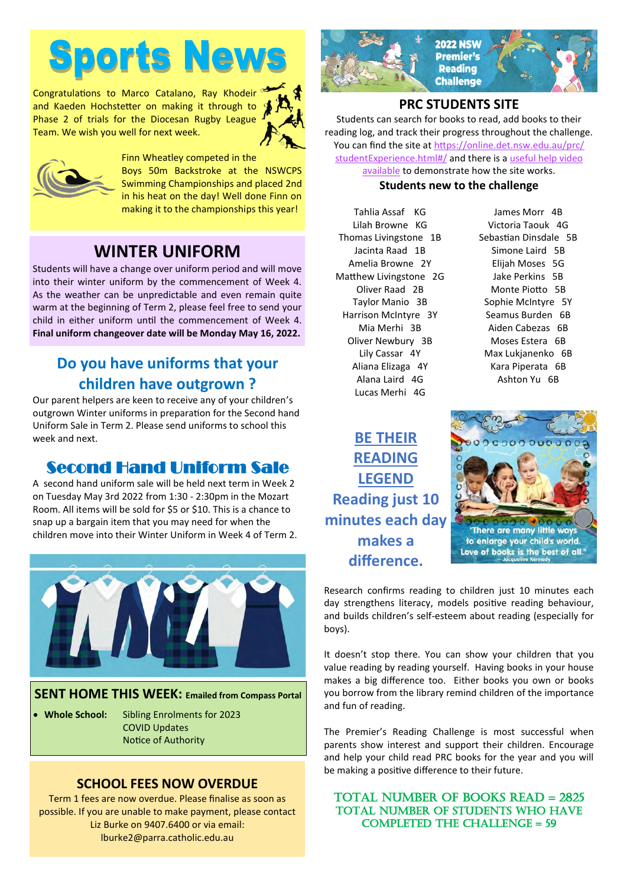# Sports News

Congratulations to Marco Catalano, Ray Khodeir and Kaeden Hochstetter on making it through to Phase 2 of trials for the Diocesan Rugby League Team. We wish you well for next week.

Finn Wheatley competed in the Boys 50m Backstroke at the NSWCPS Swimming Championships and placed 2nd in his heat on the day! Well done Finn on making it to the championships this year!

## WINTER UNIFORM

Students will have a change over uniform period and will move into their winter uniform by the commencement of Week 4. As the weather can be unpredictable and even remain quite warm at the beginning of Term 2, please feel free to send your child in either uniform until the commencement of Week 4. **Final uniform changeover date will be Monday May 16, 2022.**

## Do you have uniforms that your children have outgrown ?

Our parent helpers are keen to receive any of your children's outgrown Winter uniforms in preparation for the Second hand Uniform Sale in Term 2. Please send uniforms to school this week and next.

## Second Hand Uniform Sale

A second hand uniform sale will be held next term in Week 2 on Tuesday May 3rd 2022 from 1:30 - 2:30pm in the Mozart Room. All items will be sold for $5 or $10. This is a chance to snap up a bargain item that you may need for when the children move into their Winter Uniform in Week 4 of Term 2.

## SENT HOME THIS WEEK: Emailed from Compass Portal

- **Whole School:** Sibling Enrolments for 2023
  COVID Updates
  Notice of Authority

## SCHOOL FEES NOW OVERDUE

Term 1 fees are now overdue. Please finalise as soon as possible. If you are unable to make payment, please contact Liz Burke on 9407.6400 or via email: lburke2@parra.catholic.edu.au

## 2022 NSW Premier's Reading Challenge

## PRC STUDENTS SITE

Students can search for books to read, add books to their reading log, and track their progress throughout the challenge. You can find the site at https://online.det.nsw.edu.au/prc/studentExperience.html#/ and there is a useful help video available to demonstrate how the site works.

### Students new to the challenge

Tahlia Assaf KG
Lilah Browne KG
Thomas Livingstone 1B
Jacinta Raad 1B
Amelia Browne 2Y
Matthew Livingstone 2G
Oliver Raad 2B
Taylor Manio 3B
Harrison McIntyre 3Y
Mia Merhi 3B
Oliver Newbury 3B
Lily Cassar 4Y
Aliana Elizaga 4Y
Alana Laird 4G
Lucas Merhi 4G
James Morr 4B
Victoria Taouk 4G
Sebastian Dinsdale 5B
Simone Laird 5B
Elijah Moses 5G
Jake Perkins 5B
Monte Piotto 5B
Sophie McIntyre 5Y
Seamus Burden 6B
Aiden Cabezas 6B
Moses Estera 6B
Max Lukjanenko 6B
Kara Piperata 6B
Ashton Yu 6B

## BE THEIR READING LEGEND

**Reading just 10 minutes each day makes a difference.**

"There are many little ways to enlarge your child's world. Love of books is the best of all." ~ Jacqueline Kennedy

Research confirms reading to children just 10 minutes each day strengthens literacy, models positive reading behaviour, and builds children's self-esteem about reading (especially for boys).

It doesn't stop there. You can show your children that you value reading by reading yourself. Having books in your house makes a big difference too. Either books you own or books you borrow from the library remind children of the importance and fun of reading.

The Premier's Reading Challenge is most successful when parents show interest and support their children. Encourage and help your child read PRC books for the year and you will be making a positive difference to their future.

**TOTAL NUMBER OF BOOKS READ = 2825**
**TOTAL NUMBER OF STUDENTS WHO HAVE COMPLETED THE CHALLENGE = 59**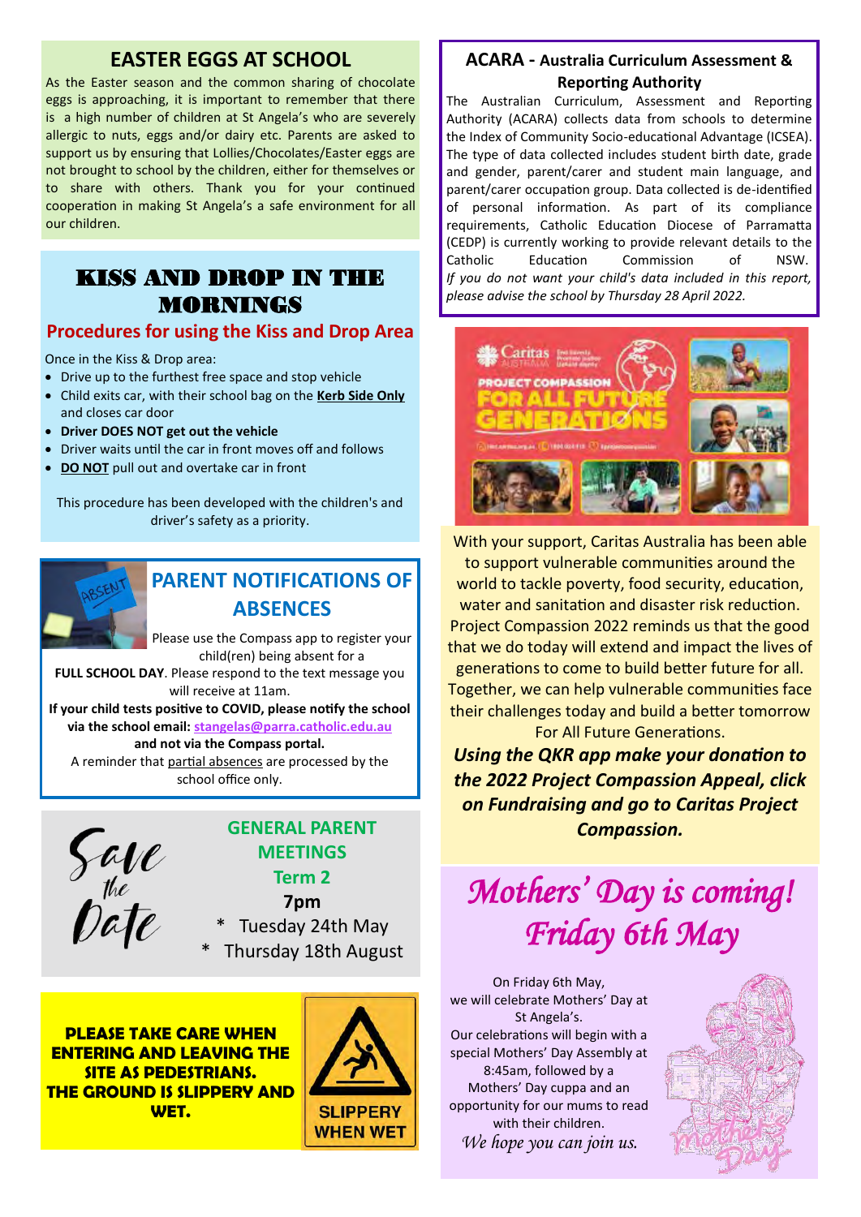## EASTER EGGS AT SCHOOL

As the Easter season and the common sharing of chocolate eggs is approaching, it is important to remember that there is a high number of children at St Angela's who are severely allergic to nuts, eggs and/or dairy etc. Parents are asked to support us by ensuring that Lollies/Chocolates/Easter eggs are not brought to school by the children, either for themselves or to share with others. Thank you for your continued cooperation in making St Angela's a safe environment for all our children.

## KISS AND DROP IN THE MORNINGS

### Procedures for using the Kiss and Drop Area

Once in the Kiss & Drop area:

- Drive up to the furthest free space and stop vehicle
- Child exits car, with their school bag on the **Kerb Side Only** and closes car door
- **Driver DOES NOT get out the vehicle**
- Driver waits until the car in front moves off and follows
- **DO NOT** pull out and overtake car in front

This procedure has been developed with the children's and driver's safety as a priority.

## PARENT NOTIFICATIONS OF ABSENCES

Please use the Compass app to register your child(ren) being absent for a **FULL SCHOOL DAY**. Please respond to the text message you will receive at 11am.

**If your child tests positive to COVID, please notify the school via the school email: stangelas@parra.catholic.edu.au and not via the Compass portal.**

A reminder that partial absences are processed by the school office only.

Save the Date

## GENERAL PARENT MEETINGS

**Term 2**

**7pm**

- Tuesday 24th May
- Thursday 18th August

**PLEASE TAKE CARE WHEN ENTERING AND LEAVING THE SITE AS PEDESTRIANS. THE GROUND IS SLIPPERY AND WET.**

SLIPPERY WHEN WET

## ACARA - Australia Curriculum Assessment & Reporting Authority

The Australian Curriculum, Assessment and Reporting Authority (ACARA) collects data from schools to determine the Index of Community Socio-educational Advantage (ICSEA). The type of data collected includes student birth date, grade and gender, parent/carer and student main language, and parent/carer occupation group. Data collected is de-identified of personal information. As part of its compliance requirements, Catholic Education Diocese of Parramatta (CEDP) is currently working to provide relevant details to the Catholic Education Commission of NSW. *If you do not want your child's data included in this report, please advise the school by Thursday 28 April 2022.*

Caritas Australia — PROJECT COMPASSION — FOR ALL FUTURE GENERATIONS

With your support, Caritas Australia has been able to support vulnerable communities around the world to tackle poverty, food security, education, water and sanitation and disaster risk reduction. Project Compassion 2022 reminds us that the good that we do today will extend and impact the lives of generations to come to build better future for all. Together, we can help vulnerable communities face their challenges today and build a better tomorrow For All Future Generations.

***Using the QKR app make your donation to the 2022 Project Compassion Appeal, click on Fundraising and go to Caritas Project Compassion.***

## *Mothers' Day is coming! Friday 6th May*

On Friday 6th May, we will celebrate Mothers' Day at St Angela's.
Our celebrations will begin with a special Mothers' Day Assembly at 8:45am, followed by a Mothers' Day cuppa and an opportunity for our mums to read with their children.

*We hope you can join us.*